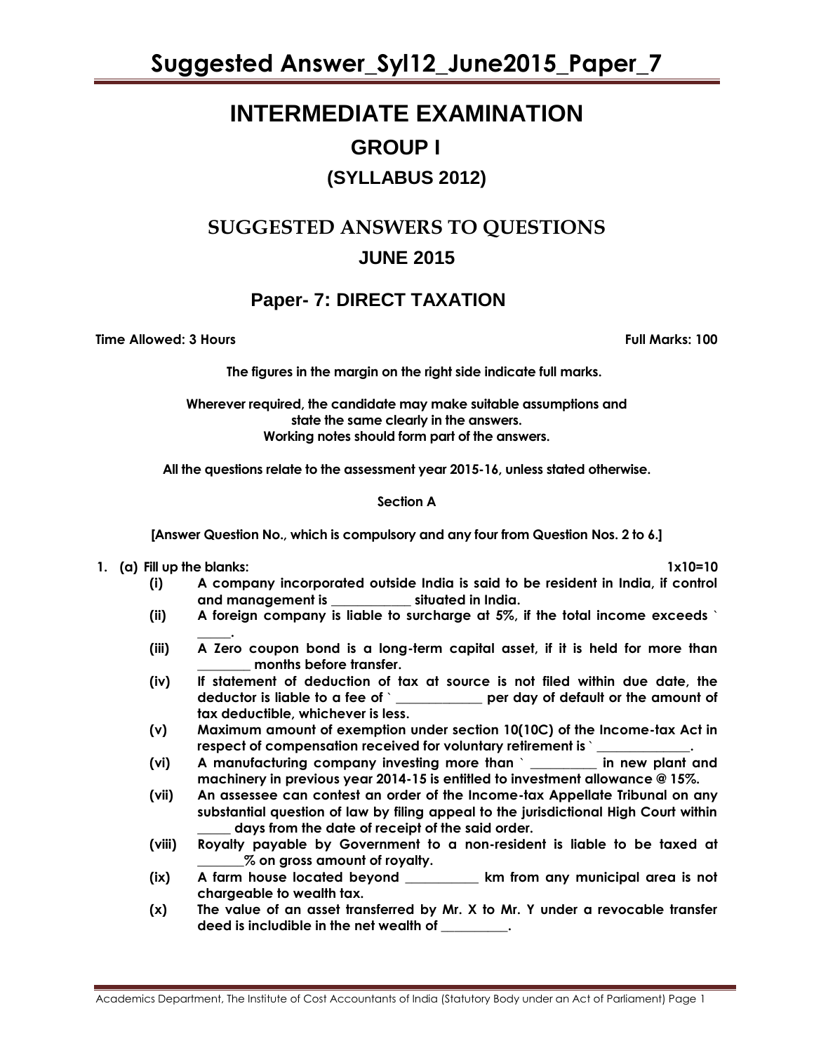# INTERMEDIATE EXAMINATION

## GROUP I

### (SYLLABUS 2012)

## SUGGESTED ANSWERS TO QUESTIONS

### JUNE 2015

## Paper- 7: DIRECT TAXATION

**Time Allowed: 3 Hours** **Full Marks: 100**

**The figures in the margin on the right side indicate full marks.**

**Wherever required, the candidate may make suitable assumptions and state the same clearly in the answers. Working notes should form part of the answers.**

**All the questions relate to the assessment year 2015-16, unless stated otherwise.**

**Section A**

**[Answer Question No., which is compulsory and any four from Question Nos. 2 to 6.]**

**1. (a) Fill up the blanks:** **1x10=10**

- **(i)** A company incorporated outside India is said to be resident in India, if control and management is ___________ situated in India.
- **(ii)** A foreign company is liable to surcharge at 5%, if the total income exceeds ` _____.
- **(iii)** A Zero coupon bond is a long-term capital asset, if it is held for more than ________ months before transfer.
- **(iv)** If statement of deduction of tax at source is not filed within due date, the deductor is liable to a fee of ` ____________ per day of default or the amount of tax deductible, whichever is less.
- **(v)** Maximum amount of exemption under section 10(10C) of the Income-tax Act in respect of compensation received for voluntary retirement is ` _____________.
- **(vi)** A manufacturing company investing more than ` _________ in new plant and machinery in previous year 2014-15 is entitled to investment allowance @ 15%.
- **(vii)** An assessee can contest an order of the Income-tax Appellate Tribunal on any substantial question of law by filing appeal to the jurisdictional High Court within _____ days from the date of receipt of the said order.
- **(viii)** Royalty payable by Government to a non-resident is liable to be taxed at _______% on gross amount of royalty.
- **(ix)** A farm house located beyond __________ km from any municipal area is not chargeable to wealth tax.
- **(x)** The value of an asset transferred by Mr. X to Mr. Y under a revocable transfer deed is includible in the net wealth of _________.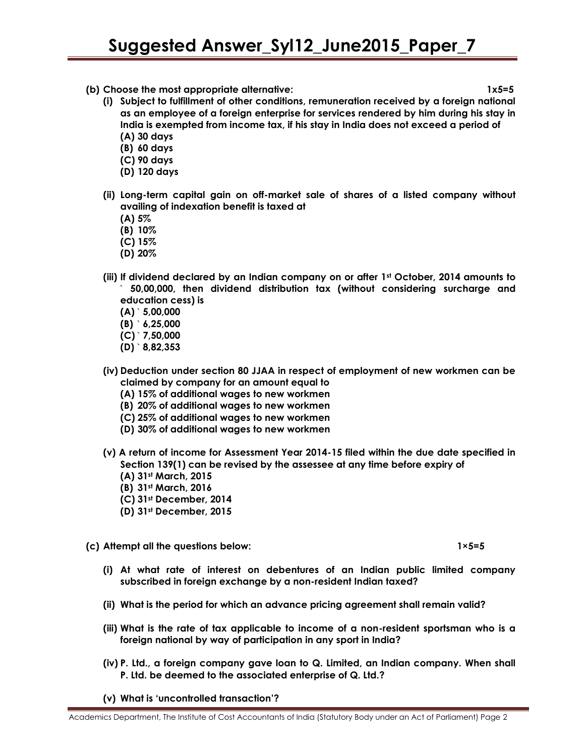**(b) Choose the most appropriate alternative: 1x5=5**

**(i) Subject to fulfillment of other conditions, remuneration received by a foreign national as an employee of a foreign enterprise for services rendered by him during his stay in India is exempted from income tax, if his stay in India does not exceed a period of**

- **(A) 30 days**
- **(B) 60 days**
- **(C) 90 days**
- **(D) 120 days**

**(ii) Long-term capital gain on off-market sale of shares of a listed company without availing of indexation benefit is taxed at**

- **(A) 5%**
- **(B) 10%**
- **(C) 15%**
- **(D) 20%**

**(iii) If dividend declared by an Indian company on or after 1st October, 2014 amounts to ` 50,00,000, then dividend distribution tax (without considering surcharge and education cess) is**

- **(A) ` 5,00,000**
- **(B) ` 6,25,000**
- **(C) ` 7,50,000**
- **(D) ` 8,82,353**

**(iv) Deduction under section 80 JJAA in respect of employment of new workmen can be claimed by company for an amount equal to**

- **(A) 15% of additional wages to new workmen**
- **(B) 20% of additional wages to new workmen**
- **(C) 25% of additional wages to new workmen**
- **(D) 30% of additional wages to new workmen**

**(v) A return of income for Assessment Year 2014-15 filed within the due date specified in Section 139(1) can be revised by the assessee at any time before expiry of**

- **(A) 31st March, 2015**
- **(B) 31st March, 2016**
- **(C) 31st December, 2014**
- **(D) 31st December, 2015**

**(c) Attempt all the questions below: 1×5=5**

**(i) At what rate of interest on debentures of an Indian public limited company subscribed in foreign exchange by a non-resident Indian taxed?**

**(ii) What is the period for which an advance pricing agreement shall remain valid?**

**(iii) What is the rate of tax applicable to income of a non-resident sportsman who is a foreign national by way of participation in any sport in India?**

**(iv) P. Ltd., a foreign company gave loan to Q. Limited, an Indian company. When shall P. Ltd. be deemed to the associated enterprise of Q. Ltd.?**

**(v) What is 'uncontrolled transaction'?**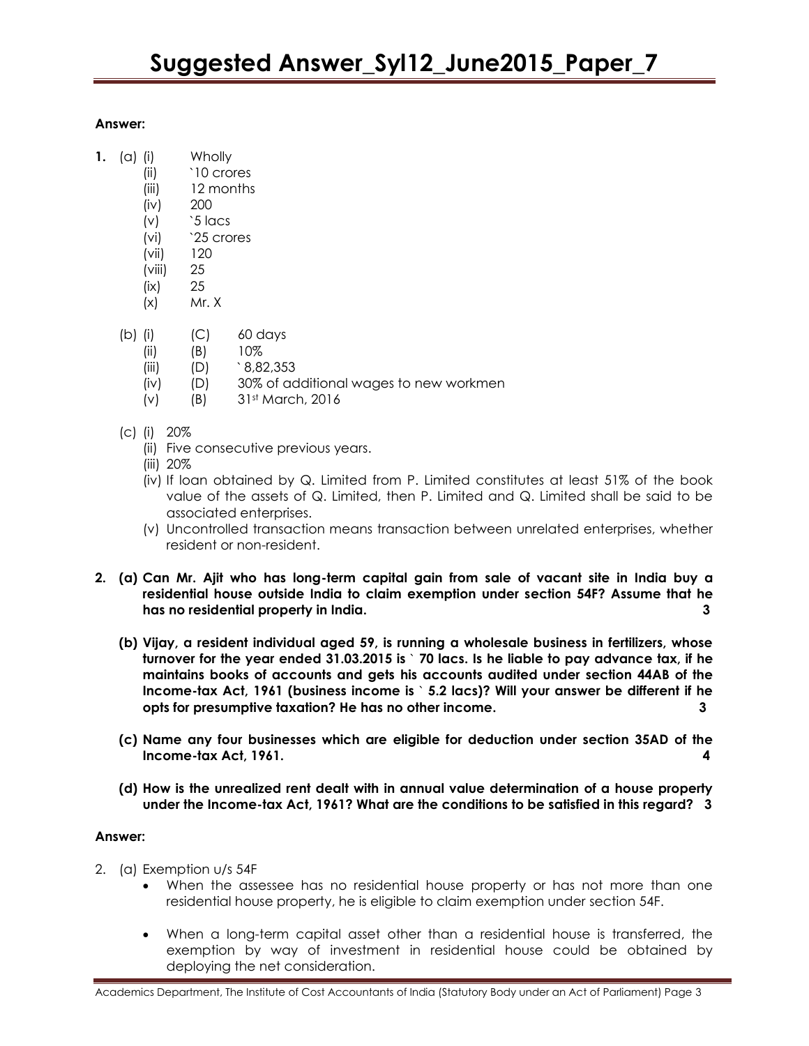**Answer:**

1. (a) (i) Wholly
   (ii) `10 crores
   (iii) 12 months
   (iv) 200
   (v) `5 lacs
   (vi) `25 crores
   (vii) 120
   (viii) 25
   (ix) 25
   (x) Mr. X

   (b) (i) (C) 60 days
   (ii) (B) 10%
   (iii) (D) ` 8,82,353
   (iv) (D) 30% of additional wages to new workmen
   (v) (B) 31st March, 2016

   (c) (i) 20%
   (ii) Five consecutive previous years.
   (iii) 20%
   (iv) If loan obtained by Q. Limited from P. Limited constitutes at least 51% of the book value of the assets of Q. Limited, then P. Limited and Q. Limited shall be said to be associated enterprises.
   (v) Uncontrolled transaction means transaction between unrelated enterprises, whether resident or non-resident.

2. **(a) Can Mr. Ajit who has long-term capital gain from sale of vacant site in India buy a residential house outside India to claim exemption under section 54F? Assume that he has no residential property in India. 3**

   **(b) Vijay, a resident individual aged 59, is running a wholesale business in fertilizers, whose turnover for the year ended 31.03.2015 is ` 70 lacs. Is he liable to pay advance tax, if he maintains books of accounts and gets his accounts audited under section 44AB of the Income-tax Act, 1961 (business income is ` 5.2 lacs)? Will your answer be different if he opts for presumptive taxation? He has no other income. 3**

   **(c) Name any four businesses which are eligible for deduction under section 35AD of the Income-tax Act, 1961. 4**

   **(d) How is the unrealized rent dealt with in annual value determination of a house property under the Income-tax Act, 1961? What are the conditions to be satisfied in this regard? 3**

**Answer:**

2. (a) Exemption u/s 54F
   - When the assessee has no residential house property or has not more than one residential house property, he is eligible to claim exemption under section 54F.
   - When a long-term capital asset other than a residential house is transferred, the exemption by way of investment in residential house could be obtained by deploying the net consideration.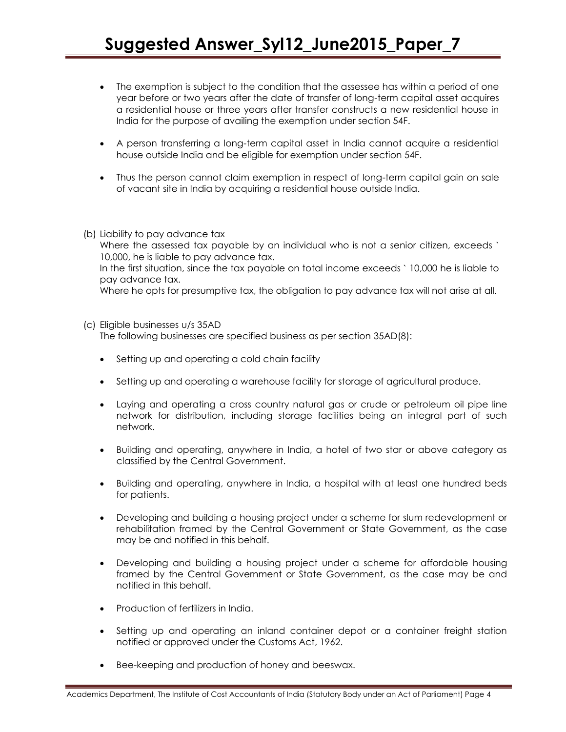- The exemption is subject to the condition that the assessee has within a period of one year before or two years after the date of transfer of long-term capital asset acquires a residential house or three years after transfer constructs a new residential house in India for the purpose of availing the exemption under section 54F.

- A person transferring a long-term capital asset in India cannot acquire a residential house outside India and be eligible for exemption under section 54F.

- Thus the person cannot claim exemption in respect of long-term capital gain on sale of vacant site in India by acquiring a residential house outside India.

(b) Liability to pay advance tax

Where the assessed tax payable by an individual who is not a senior citizen, exceeds ` 10,000, he is liable to pay advance tax.

In the first situation, since the tax payable on total income exceeds ` 10,000 he is liable to pay advance tax.

Where he opts for presumptive tax, the obligation to pay advance tax will not arise at all.

(c) Eligible businesses u/s 35AD

The following businesses are specified business as per section 35AD(8):

- Setting up and operating a cold chain facility

- Setting up and operating a warehouse facility for storage of agricultural produce.

- Laying and operating a cross country natural gas or crude or petroleum oil pipe line network for distribution, including storage facilities being an integral part of such network.

- Building and operating, anywhere in India, a hotel of two star or above category as classified by the Central Government.

- Building and operating, anywhere in India, a hospital with at least one hundred beds for patients.

- Developing and building a housing project under a scheme for slum redevelopment or rehabilitation framed by the Central Government or State Government, as the case may be and notified in this behalf.

- Developing and building a housing project under a scheme for affordable housing framed by the Central Government or State Government, as the case may be and notified in this behalf.

- Production of fertilizers in India.

- Setting up and operating an inland container depot or a container freight station notified or approved under the Customs Act, 1962.

- Bee-keeping and production of honey and beeswax.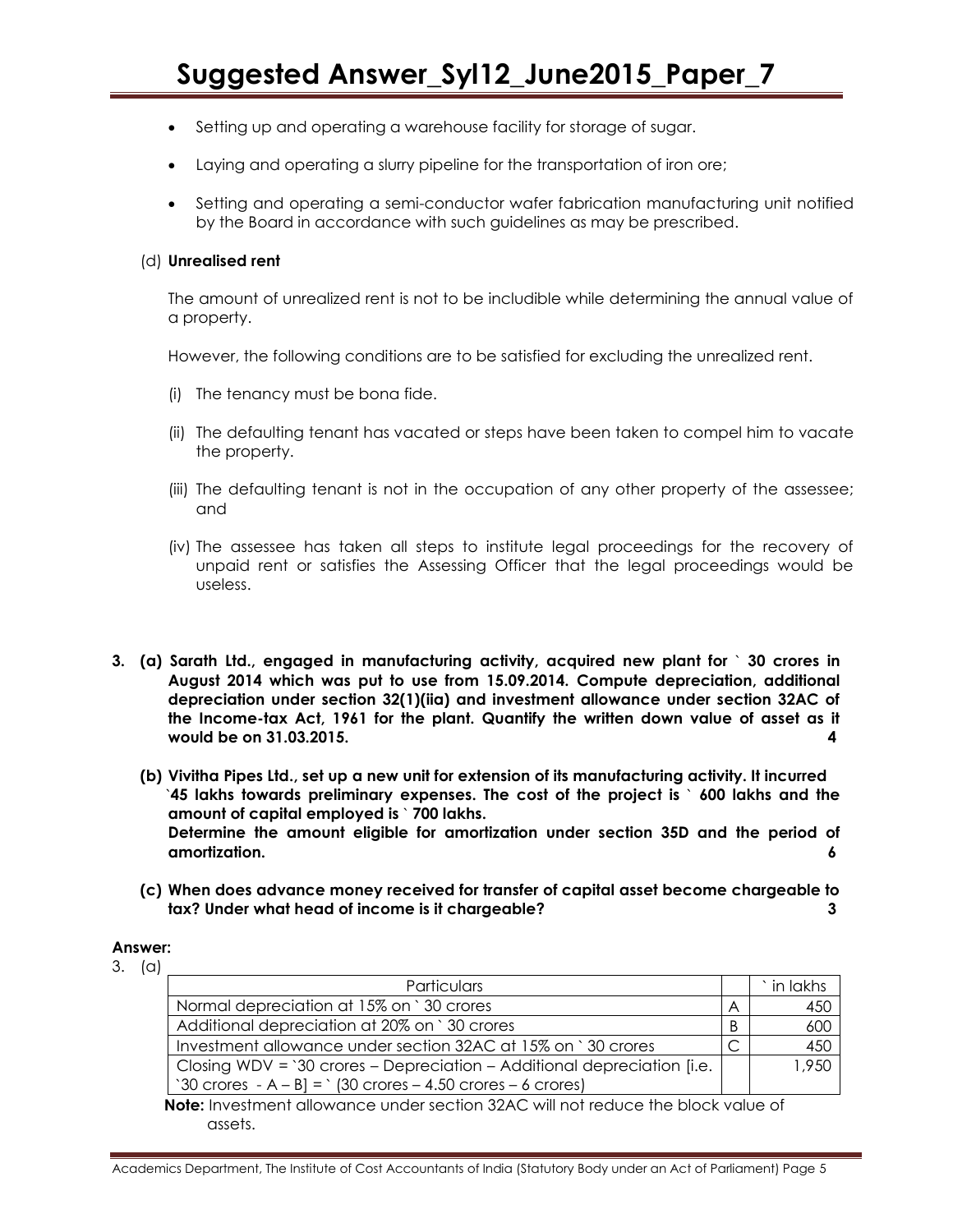- Setting up and operating a warehouse facility for storage of sugar.
- Laying and operating a slurry pipeline for the transportation of iron ore;
- Setting and operating a semi-conductor wafer fabrication manufacturing unit notified by the Board in accordance with such guidelines as may be prescribed.

(d) **Unrealised rent**

The amount of unrealized rent is not to be includible while determining the annual value of a property.

However, the following conditions are to be satisfied for excluding the unrealized rent.

(i) The tenancy must be bona fide.

(ii) The defaulting tenant has vacated or steps have been taken to compel him to vacate the property.

(iii) The defaulting tenant is not in the occupation of any other property of the assessee; and

(iv) The assessee has taken all steps to institute legal proceedings for the recovery of unpaid rent or satisfies the Assessing Officer that the legal proceedings would be useless.

**3. (a) Sarath Ltd., engaged in manufacturing activity, acquired new plant for ` 30 crores in August 2014 which was put to use from 15.09.2014. Compute depreciation, additional depreciation under section 32(1)(iia) and investment allowance under section 32AC of the Income-tax Act, 1961 for the plant. Quantify the written down value of asset as it would be on 31.03.2015. 4**

**(b) Vivitha Pipes Ltd., set up a new unit for extension of its manufacturing activity. It incurred `45 lakhs towards preliminary expenses. The cost of the project is ` 600 lakhs and the amount of capital employed is ` 700 lakhs.**
**Determine the amount eligible for amortization under section 35D and the period of amortization. 6**

**(c) When does advance money received for transfer of capital asset become chargeable to tax? Under what head of income is it chargeable? 3**

**Answer:**

3. (a)

| Particulars | | ` in lakhs |
|---|---|---|
| Normal depreciation at 15% on ` 30 crores | A | 450 |
| Additional depreciation at 20% on ` 30 crores | B | 600 |
| Investment allowance under section 32AC at 15% on ` 30 crores | C | 450 |
| Closing WDV = `30 crores – Depreciation – Additional depreciation [i.e. `30 crores - A – B] = ` (30 crores – 4.50 crores – 6 crores) | | 1,950 |

**Note:** Investment allowance under section 32AC will not reduce the block value of assets.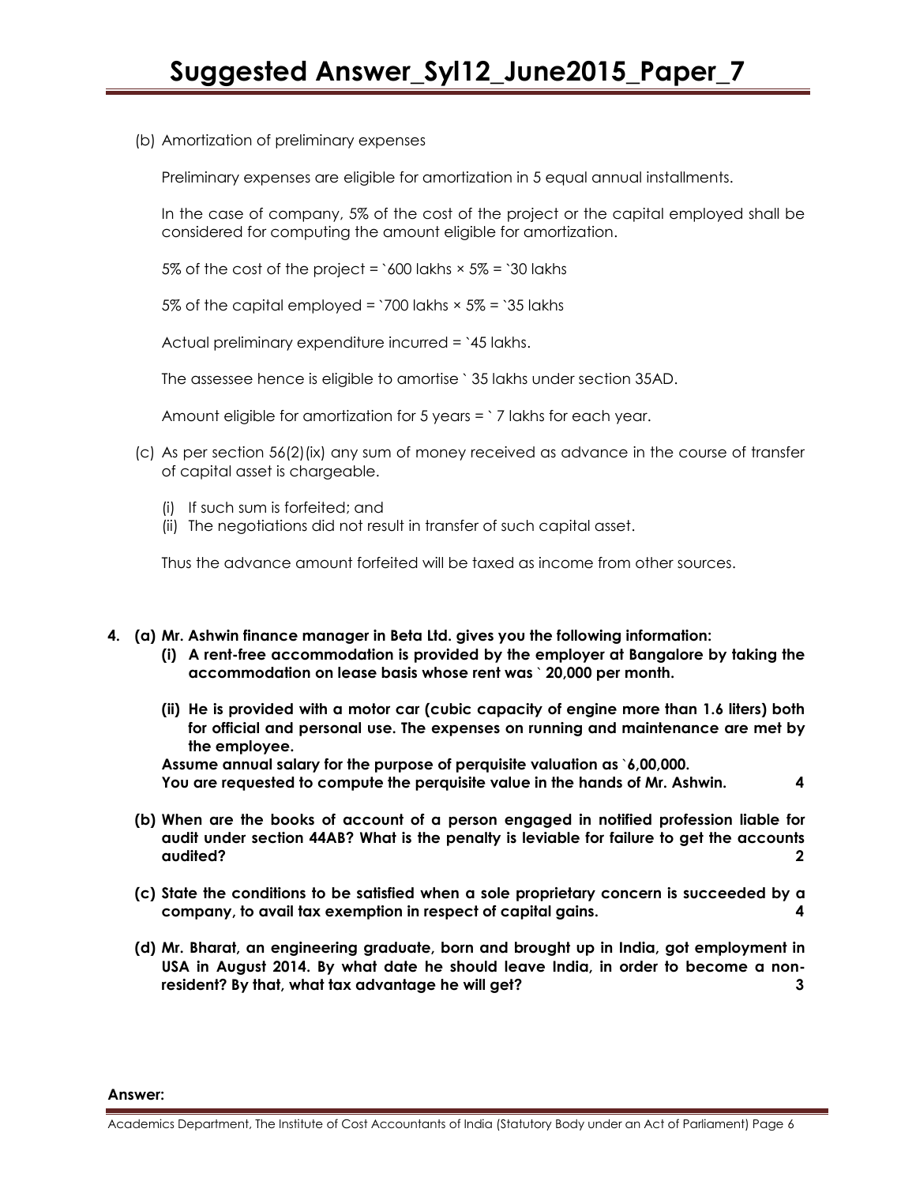(b) Amortization of preliminary expenses

Preliminary expenses are eligible for amortization in 5 equal annual installments.

In the case of company, 5% of the cost of the project or the capital employed shall be considered for computing the amount eligible for amortization.

5% of the cost of the project = `600 lakhs × 5% = `30 lakhs

5% of the capital employed = `700 lakhs × 5% = `35 lakhs

Actual preliminary expenditure incurred = `45 lakhs.

The assessee hence is eligible to amortise ` 35 lakhs under section 35AD.

Amount eligible for amortization for 5 years = ` 7 lakhs for each year.

(c) As per section 56(2)(ix) any sum of money received as advance in the course of transfer of capital asset is chargeable.

(i) If such sum is forfeited; and
(ii) The negotiations did not result in transfer of such capital asset.

Thus the advance amount forfeited will be taxed as income from other sources.

**4. (a) Mr. Ashwin finance manager in Beta Ltd. gives you the following information:**

**(i) A rent-free accommodation is provided by the employer at Bangalore by taking the accommodation on lease basis whose rent was ` 20,000 per month.**

**(ii) He is provided with a motor car (cubic capacity of engine more than 1.6 liters) both for official and personal use. The expenses on running and maintenance are met by the employee.**

**Assume annual salary for the purpose of perquisite valuation as `6,00,000.**
**You are requested to compute the perquisite value in the hands of Mr. Ashwin. 4**

**(b) When are the books of account of a person engaged in notified profession liable for audit under section 44AB? What is the penalty is leviable for failure to get the accounts audited? 2**

**(c) State the conditions to be satisfied when a sole proprietary concern is succeeded by a company, to avail tax exemption in respect of capital gains. 4**

**(d) Mr. Bharat, an engineering graduate, born and brought up in India, got employment in USA in August 2014. By what date he should leave India, in order to become a non-resident? By that, what tax advantage he will get? 3**

**Answer:**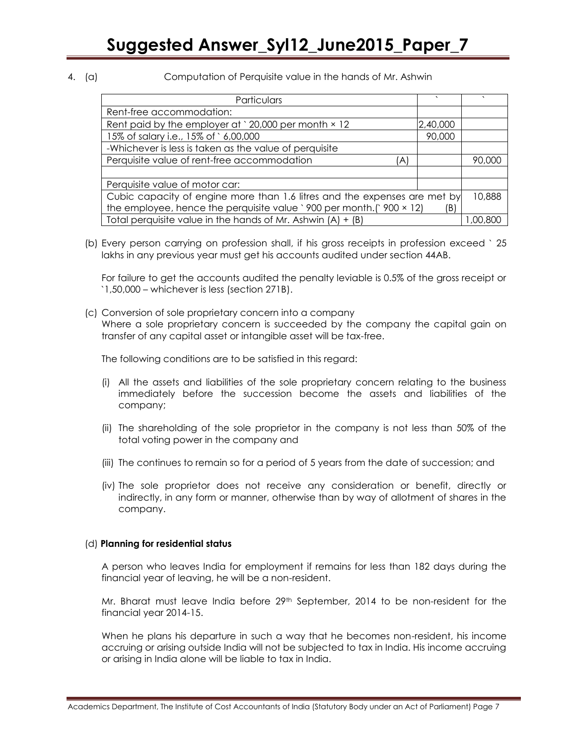4. (a) Computation of Perquisite value in the hands of Mr. Ashwin

| Particulars | ` | ` |
|---|---|---|
| Rent-free accommodation: | | |
| Rent paid by the employer at ` 20,000 per month × 12 | 2,40,000 | |
| 15% of salary i.e., 15% of ` 6,00,000 | 90,000 | |
| -Whichever is less is taken as the value of perquisite | | |
| Perquisite value of rent-free accommodation (A) | | 90,000 |
| | | |
| Perquisite value of motor car: | | |
| Cubic capacity of engine more than 1.6 litres and the expenses are met by the employee, hence the perquisite value ` 900 per month.(` 900 × 12) (B) | | 10,888 |
| Total perquisite value in the hands of Mr. Ashwin (A) + (B) | | 1,00,800 |

(b) Every person carrying on profession shall, if his gross receipts in profession exceed ` 25 lakhs in any previous year must get his accounts audited under section 44AB.

For failure to get the accounts audited the penalty leviable is 0.5% of the gross receipt or `1,50,000 – whichever is less (section 271B).

(c) Conversion of sole proprietary concern into a company
Where a sole proprietary concern is succeeded by the company the capital gain on transfer of any capital asset or intangible asset will be tax-free.

The following conditions are to be satisfied in this regard:

(i) All the assets and liabilities of the sole proprietary concern relating to the business immediately before the succession become the assets and liabilities of the company;

(ii) The shareholding of the sole proprietor in the company is not less than 50% of the total voting power in the company and

(iii) The continues to remain so for a period of 5 years from the date of succession; and

(iv) The sole proprietor does not receive any consideration or benefit, directly or indirectly, in any form or manner, otherwise than by way of allotment of shares in the company.

(d) **Planning for residential status**

A person who leaves India for employment if remains for less than 182 days during the financial year of leaving, he will be a non-resident.

Mr. Bharat must leave India before 29th September, 2014 to be non-resident for the financial year 2014-15.

When he plans his departure in such a way that he becomes non-resident, his income accruing or arising outside India will not be subjected to tax in India. His income accruing or arising in India alone will be liable to tax in India.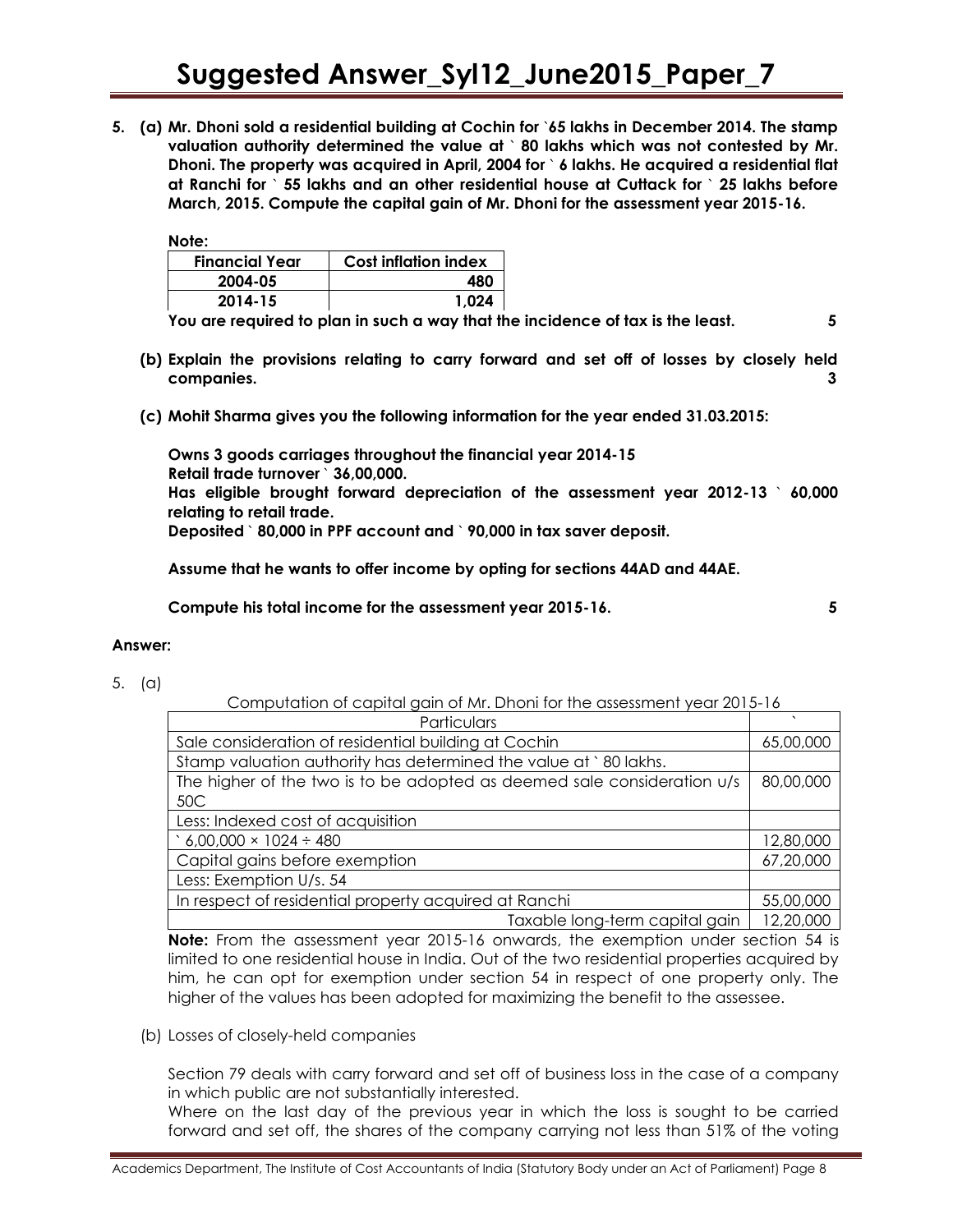**5. (a) Mr. Dhoni sold a residential building at Cochin for `65 lakhs in December 2014. The stamp valuation authority determined the value at ` 80 lakhs which was not contested by Mr. Dhoni. The property was acquired in April, 2004 for ` 6 lakhs. He acquired a residential flat at Ranchi for ` 55 lakhs and an other residential house at Cuttack for ` 25 lakhs before March, 2015. Compute the capital gain of Mr. Dhoni for the assessment year 2015-16.**

**Note:**

| Financial Year | Cost inflation index |
|---|---|
| 2004-05 | 480 |
| 2014-15 | 1,024 |

**You are required to plan in such a way that the incidence of tax is the least. 5**

**(b) Explain the provisions relating to carry forward and set off of losses by closely held companies. 3**

**(c) Mohit Sharma gives you the following information for the year ended 31.03.2015:**

**Owns 3 goods carriages throughout the financial year 2014-15**
**Retail trade turnover ` 36,00,000.**
**Has eligible brought forward depreciation of the assessment year 2012-13 ` 60,000 relating to retail trade.**
**Deposited ` 80,000 in PPF account and ` 90,000 in tax saver deposit.**

**Assume that he wants to offer income by opting for sections 44AD and 44AE.**

**Compute his total income for the assessment year 2015-16. 5**

**Answer:**

5. (a)

Computation of capital gain of Mr. Dhoni for the assessment year 2015-16

| Particulars | ` |
|---|---|
| Sale consideration of residential building at Cochin | 65,00,000 |
| Stamp valuation authority has determined the value at ` 80 lakhs. | |
| The higher of the two is to be adopted as deemed sale consideration u/s 50C | 80,00,000 |
| Less: Indexed cost of acquisition | |
| ` 6,00,000 × 1024 ÷ 480 | 12,80,000 |
| Capital gains before exemption | 67,20,000 |
| Less: Exemption U/s. 54 | |
| In respect of residential property acquired at Ranchi | 55,00,000 |
| Taxable long-term capital gain | 12,20,000 |

**Note:** From the assessment year 2015-16 onwards, the exemption under section 54 is limited to one residential house in India. Out of the two residential properties acquired by him, he can opt for exemption under section 54 in respect of one property only. The higher of the values has been adopted for maximizing the benefit to the assessee.

(b) Losses of closely-held companies

Section 79 deals with carry forward and set off of business loss in the case of a company in which public are not substantially interested.

Where on the last day of the previous year in which the loss is sought to be carried forward and set off, the shares of the company carrying not less than 51% of the voting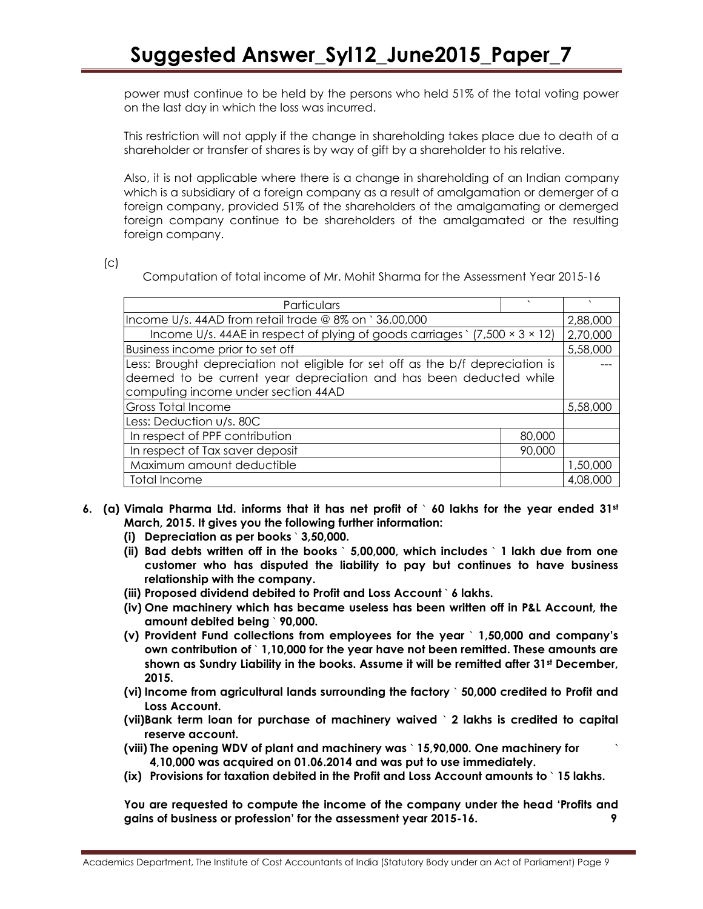power must continue to be held by the persons who held 51% of the total voting power on the last day in which the loss was incurred.

This restriction will not apply if the change in shareholding takes place due to death of a shareholder or transfer of shares is by way of gift by a shareholder to his relative.

Also, it is not applicable where there is a change in shareholding of an Indian company which is a subsidiary of a foreign company as a result of amalgamation or demerger of a foreign company, provided 51% of the shareholders of the amalgamating or demerged foreign company continue to be shareholders of the amalgamated or the resulting foreign company.

(c)

Computation of total income of Mr. Mohit Sharma for the Assessment Year 2015-16

| Particulars | ` | ` |
|---|---|---|
| Income U/s. 44AD from retail trade @ 8% on ` 36,00,000 | | 2,88,000 |
| Income U/s. 44AE in respect of plying of goods carriages ` (7,500 × 3 × 12) | | 2,70,000 |
| Business income prior to set off | | 5,58,000 |
| Less: Brought depreciation not eligible for set off as the b/f depreciation is deemed to be current year depreciation and has been deducted while computing income under section 44AD | | --- |
| Gross Total Income | | 5,58,000 |
| Less: Deduction u/s. 80C | | |
| In respect of PPF contribution | 80,000 | |
| In respect of Tax saver deposit | 90,000 | |
| Maximum amount deductible | | 1,50,000 |
| Total Income | | 4,08,000 |

**6. (a) Vimala Pharma Ltd. informs that it has net profit of ` 60 lakhs for the year ended 31st March, 2015. It gives you the following further information:**

**(i) Depreciation as per books ` 3,50,000.**

**(ii) Bad debts written off in the books ` 5,00,000, which includes ` 1 lakh due from one customer who has disputed the liability to pay but continues to have business relationship with the company.**

**(iii) Proposed dividend debited to Profit and Loss Account ` 6 lakhs.**

**(iv) One machinery which has became useless has been written off in P&L Account, the amount debited being ` 90,000.**

**(v) Provident Fund collections from employees for the year ` 1,50,000 and company's own contribution of ` 1,10,000 for the year have not been remitted. These amounts are shown as Sundry Liability in the books. Assume it will be remitted after 31st December, 2015.**

**(vi) Income from agricultural lands surrounding the factory ` 50,000 credited to Profit and Loss Account.**

**(vii) Bank term loan for purchase of machinery waived ` 2 lakhs is credited to capital reserve account.**

**(viii) The opening WDV of plant and machinery was ` 15,90,000. One machinery for ` 4,10,000 was acquired on 01.06.2014 and was put to use immediately.**

**(ix) Provisions for taxation debited in the Profit and Loss Account amounts to ` 15 lakhs.**

**You are requested to compute the income of the company under the head 'Profits and gains of business or profession' for the assessment year 2015-16. 9**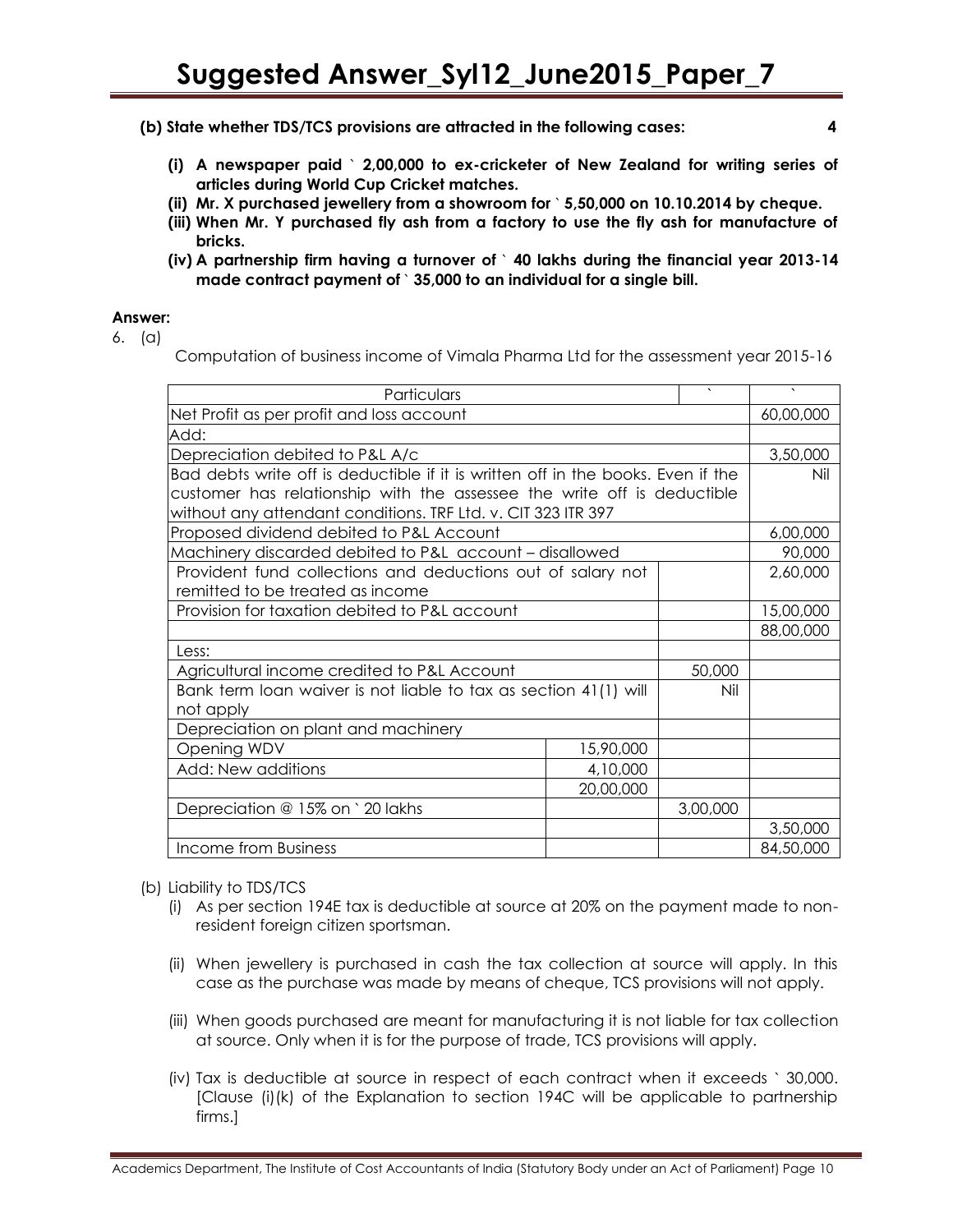**(b) State whether TDS/TCS provisions are attracted in the following cases: 4**

**(i) A newspaper paid ` 2,00,000 to ex-cricketer of New Zealand for writing series of articles during World Cup Cricket matches.**

**(ii) Mr. X purchased jewellery from a showroom for ` 5,50,000 on 10.10.2014 by cheque.**

**(iii) When Mr. Y purchased fly ash from a factory to use the fly ash for manufacture of bricks.**

**(iv) A partnership firm having a turnover of ` 40 lakhs during the financial year 2013-14 made contract payment of ` 35,000 to an individual for a single bill.**

**Answer:**

6. (a)

Computation of business income of Vimala Pharma Ltd for the assessment year 2015-16

| Particulars | | ` | ` |
|---|---|---|---|
| Net Profit as per profit and loss account | | | 60,00,000 |
| Add: | | | |
| Depreciation debited to P&L A/c | | | 3,50,000 |
| Bad debts write off is deductible if it is written off in the books. Even if the customer has relationship with the assessee the write off is deductible without any attendant conditions. TRF Ltd. v. CIT 323 ITR 397 | | | Nil |
| Proposed dividend debited to P&L Account | | | 6,00,000 |
| Machinery discarded debited to P&L account – disallowed | | | 90,000 |
| Provident fund collections and deductions out of salary not remitted to be treated as income | | | 2,60,000 |
| Provision for taxation debited to P&L account | | | 15,00,000 |
| | | | 88,00,000 |
| Less: | | | |
| Agricultural income credited to P&L Account | | 50,000 | |
| Bank term loan waiver is not liable to tax as section 41(1) will not apply | | Nil | |
| Depreciation on plant and machinery | | | |
| Opening WDV | 15,90,000 | | |
| Add: New additions | 4,10,000 | | |
| | 20,00,000 | | |
| Depreciation @ 15% on ` 20 lakhs | | 3,00,000 | |
| | | | 3,50,000 |
| Income from Business | | | 84,50,000 |

(b) Liability to TDS/TCS

(i) As per section 194E tax is deductible at source at 20% on the payment made to non-resident foreign citizen sportsman.

(ii) When jewellery is purchased in cash the tax collection at source will apply. In this case as the purchase was made by means of cheque, TCS provisions will not apply.

(iii) When goods purchased are meant for manufacturing it is not liable for tax collection at source. Only when it is for the purpose of trade, TCS provisions will apply.

(iv) Tax is deductible at source in respect of each contract when it exceeds ` 30,000. [Clause (i)(k) of the Explanation to section 194C will be applicable to partnership firms.]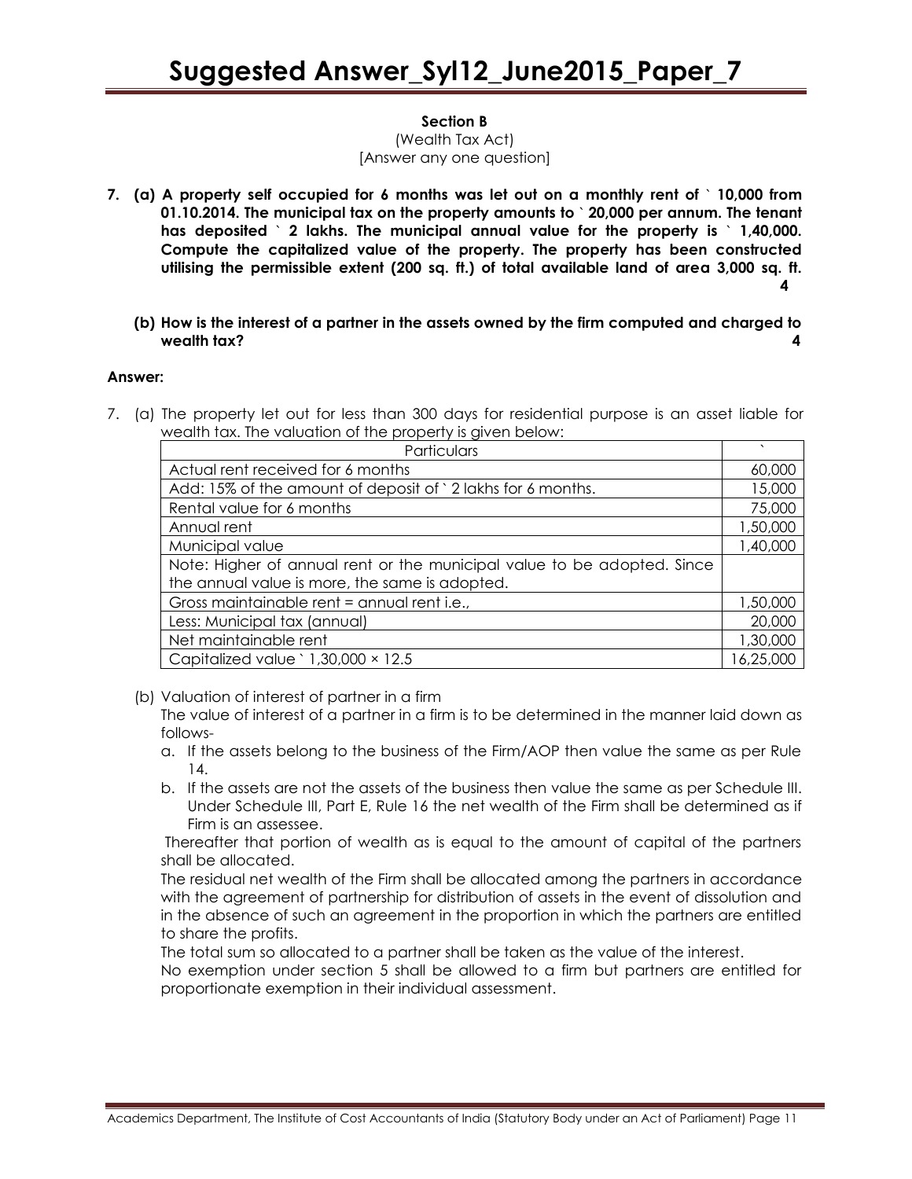### Section B

(Wealth Tax Act)

[Answer any one question]

**7. (a) A property self occupied for 6 months was let out on a monthly rent of ` 10,000 from 01.10.2014. The municipal tax on the property amounts to ` 20,000 per annum. The tenant has deposited ` 2 lakhs. The municipal annual value for the property is ` 1,40,000. Compute the capitalized value of the property. The property has been constructed utilising the permissible extent (200 sq. ft.) of total available land of area 3,000 sq. ft.** **4**

**(b) How is the interest of a partner in the assets owned by the firm computed and charged to wealth tax?** **4**

**Answer:**

7. (a) The property let out for less than 300 days for residential purpose is an asset liable for wealth tax. The valuation of the property is given below:

| Particulars | ` |
|---|---|
| Actual rent received for 6 months | 60,000 |
| Add: 15% of the amount of deposit of ` 2 lakhs for 6 months. | 15,000 |
| Rental value for 6 months | 75,000 |
| Annual rent | 1,50,000 |
| Municipal value | 1,40,000 |
| Note: Higher of annual rent or the municipal value to be adopted. Since the annual value is more, the same is adopted. | |
| Gross maintainable rent = annual rent i.e., | 1,50,000 |
| Less: Municipal tax (annual) | 20,000 |
| Net maintainable rent | 1,30,000 |
| Capitalized value ` 1,30,000 × 12.5 | 16,25,000 |

(b) Valuation of interest of partner in a firm

The value of interest of a partner in a firm is to be determined in the manner laid down as follows-

a. If the assets belong to the business of the Firm/AOP then value the same as per Rule 14.

b. If the assets are not the assets of the business then value the same as per Schedule III. Under Schedule III, Part E, Rule 16 the net wealth of the Firm shall be determined as if Firm is an assessee.

Thereafter that portion of wealth as is equal to the amount of capital of the partners shall be allocated.

The residual net wealth of the Firm shall be allocated among the partners in accordance with the agreement of partnership for distribution of assets in the event of dissolution and in the absence of such an agreement in the proportion in which the partners are entitled to share the profits.

The total sum so allocated to a partner shall be taken as the value of the interest.

No exemption under section 5 shall be allowed to a firm but partners are entitled for proportionate exemption in their individual assessment.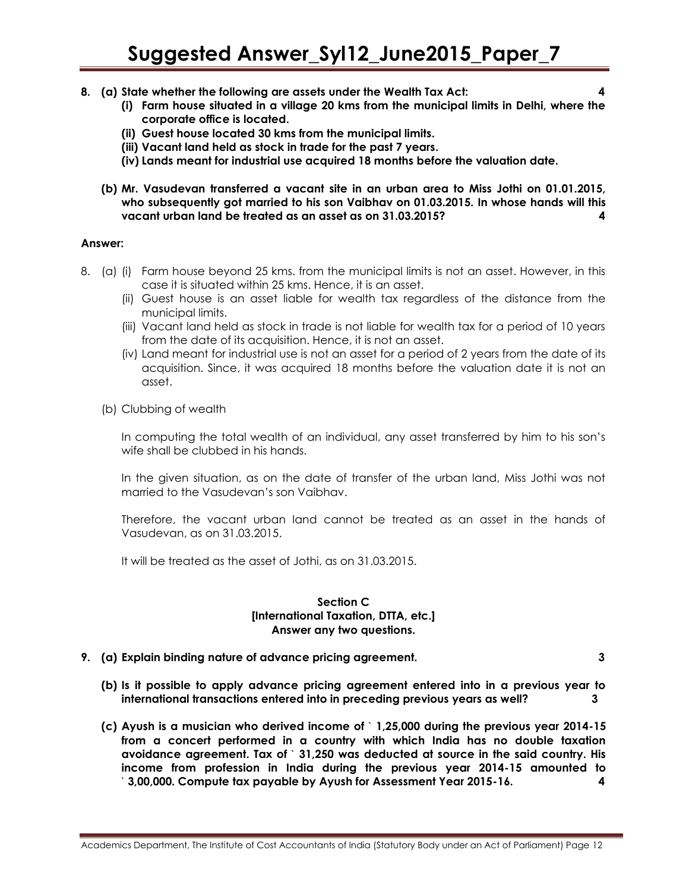**8. (a) State whether the following are assets under the Wealth Tax Act: 4**

**(i) Farm house situated in a village 20 kms from the municipal limits in Delhi, where the corporate office is located.**

**(ii) Guest house located 30 kms from the municipal limits.**

**(iii) Vacant land held as stock in trade for the past 7 years.**

**(iv) Lands meant for industrial use acquired 18 months before the valuation date.**

**(b) Mr. Vasudevan transferred a vacant site in an urban area to Miss Jothi on 01.01.2015, who subsequently got married to his son Vaibhav on 01.03.2015. In whose hands will this vacant urban land be treated as an asset as on 31.03.2015? 4**

**Answer:**

8. (a) (i) Farm house beyond 25 kms. from the municipal limits is not an asset. However, in this case it is situated within 25 kms. Hence, it is an asset.

(ii) Guest house is an asset liable for wealth tax regardless of the distance from the municipal limits.

(iii) Vacant land held as stock in trade is not liable for wealth tax for a period of 10 years from the date of its acquisition. Hence, it is not an asset.

(iv) Land meant for industrial use is not an asset for a period of 2 years from the date of its acquisition. Since, it was acquired 18 months before the valuation date it is not an asset.

(b) Clubbing of wealth

In computing the total wealth of an individual, any asset transferred by him to his son's wife shall be clubbed in his hands.

In the given situation, as on the date of transfer of the urban land, Miss Jothi was not married to the Vasudevan's son Vaibhav.

Therefore, the vacant urban land cannot be treated as an asset in the hands of Vasudevan, as on 31.03.2015.

It will be treated as the asset of Jothi, as on 31.03.2015.

## Section C
## [International Taxation, DTTA, etc.]
**Answer any two questions.**

**9. (a) Explain binding nature of advance pricing agreement. 3**

**(b) Is it possible to apply advance pricing agreement entered into in a previous year to international transactions entered into in preceding previous years as well? 3**

**(c) Ayush is a musician who derived income of ` 1,25,000 during the previous year 2014-15 from a concert performed in a country with which India has no double taxation avoidance agreement. Tax of ` 31,250 was deducted at source in the said country. His income from profession in India during the previous year 2014-15 amounted to ` 3,00,000. Compute tax payable by Ayush for Assessment Year 2015-16. 4**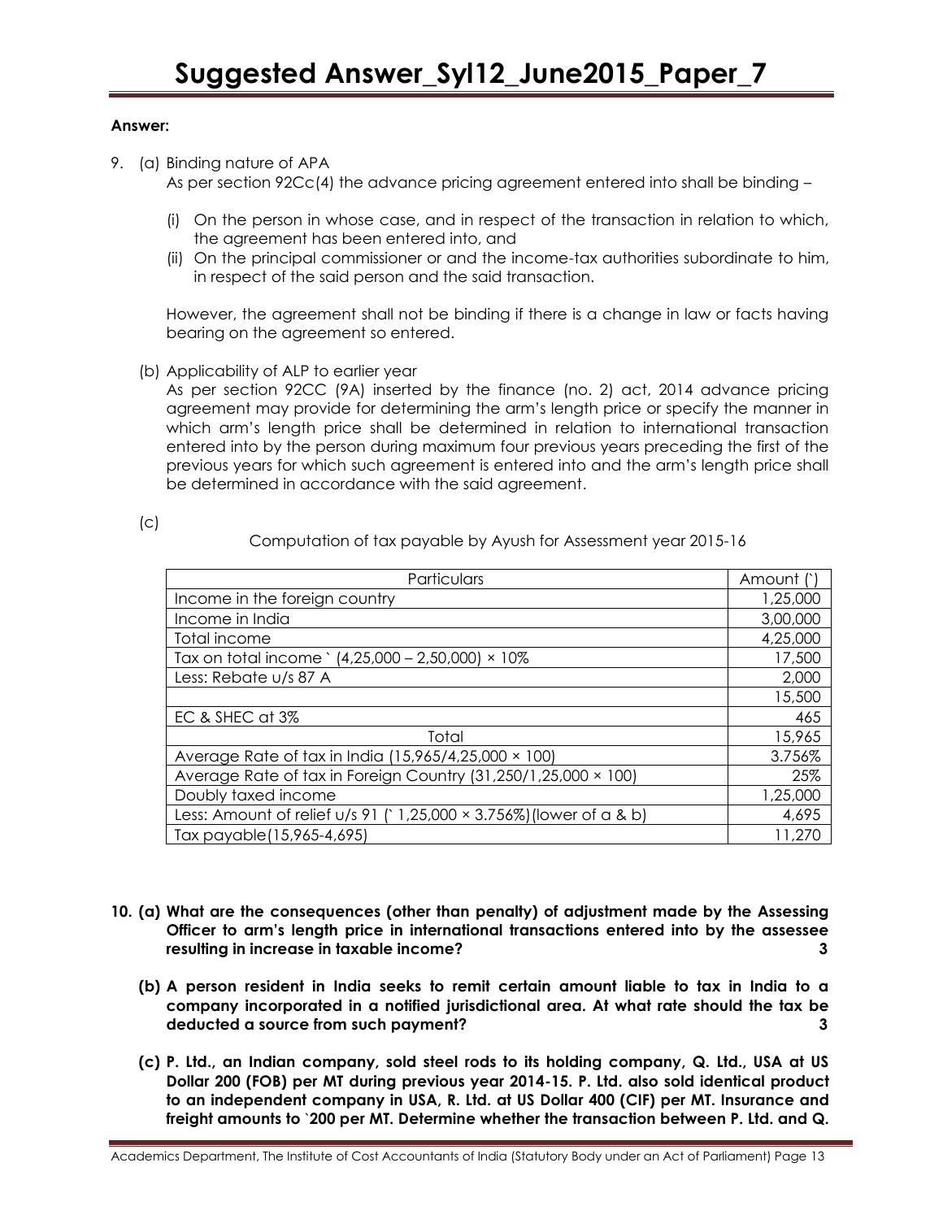**Answer:**

9. (a) Binding nature of APA

As per section 92Cc(4) the advance pricing agreement entered into shall be binding –

(i) On the person in whose case, and in respect of the transaction in relation to which, the agreement has been entered into, and

(ii) On the principal commissioner or and the income-tax authorities subordinate to him, in respect of the said person and the said transaction.

However, the agreement shall not be binding if there is a change in law or facts having bearing on the agreement so entered.

(b) Applicability of ALP to earlier year

As per section 92CC (9A) inserted by the finance (no. 2) act, 2014 advance pricing agreement may provide for determining the arm's length price or specify the manner in which arm's length price shall be determined in relation to international transaction entered into by the person during maximum four previous years preceding the first of the previous years for which such agreement is entered into and the arm's length price shall be determined in accordance with the said agreement.

(c)

Computation of tax payable by Ayush for Assessment year 2015-16

| Particulars | Amount (`) |
|---|---|
| Income in the foreign country | 1,25,000 |
| Income in India | 3,00,000 |
| Total income | 4,25,000 |
| Tax on total income ` (4,25,000 – 2,50,000) × 10% | 17,500 |
| Less: Rebate u/s 87 A | 2,000 |
| | 15,500 |
| EC & SHEC at 3% | 465 |
| Total | 15,965 |
| Average Rate of tax in India (15,965/4,25,000 × 100) | 3.756% |
| Average Rate of tax in Foreign Country (31,250/1,25,000 × 100) | 25% |
| Doubly taxed income | 1,25,000 |
| Less: Amount of relief u/s 91 (` 1,25,000 × 3.756%)(lower of a & b) | 4,695 |
| Tax payable(15,965-4,695) | 11,270 |

**10. (a) What are the consequences (other than penalty) of adjustment made by the Assessing Officer to arm's length price in international transactions entered into by the assessee resulting in increase in taxable income? 3**

**(b) A person resident in India seeks to remit certain amount liable to tax in India to a company incorporated in a notified jurisdictional area. At what rate should the tax be deducted a source from such payment? 3**

**(c) P. Ltd., an Indian company, sold steel rods to its holding company, Q. Ltd., USA at US Dollar 200 (FOB) per MT during previous year 2014-15. P. Ltd. also sold identical product to an independent company in USA, R. Ltd. at US Dollar 400 (CIF) per MT. Insurance and freight amounts to `200 per MT. Determine whether the transaction between P. Ltd. and Q.**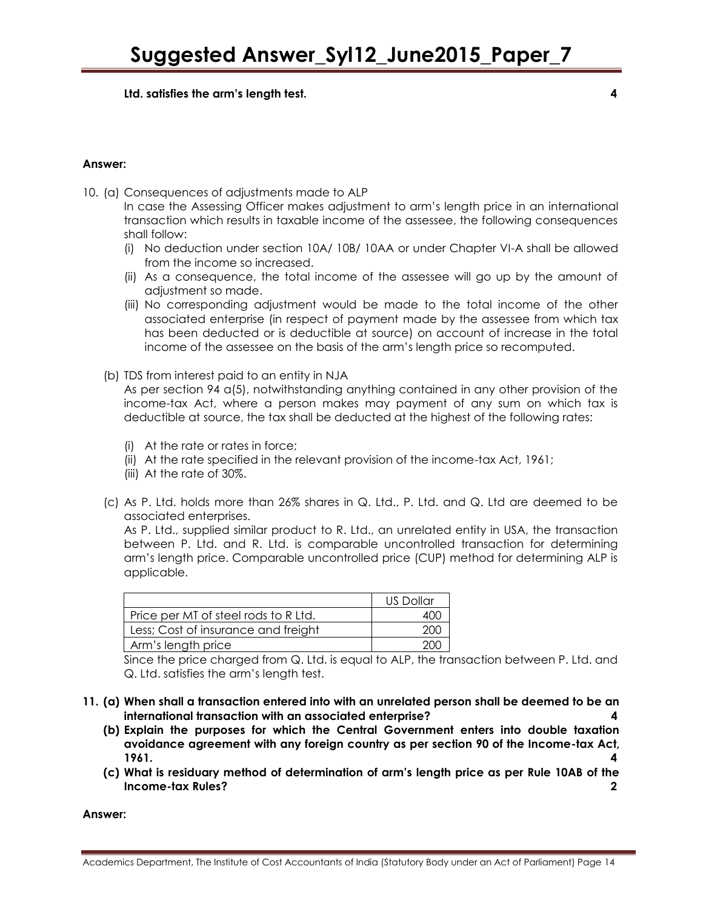**Ltd. satisfies the arm's length test. 4**

**Answer:**

10. (a) Consequences of adjustments made to ALP

In case the Assessing Officer makes adjustment to arm's length price in an international transaction which results in taxable income of the assessee, the following consequences shall follow:

(i) No deduction under section 10A/ 10B/ 10AA or under Chapter VI-A shall be allowed from the income so increased.

(ii) As a consequence, the total income of the assessee will go up by the amount of adjustment so made.

(iii) No corresponding adjustment would be made to the total income of the other associated enterprise (in respect of payment made by the assessee from which tax has been deducted or is deductible at source) on account of increase in the total income of the assessee on the basis of the arm's length price so recomputed.

(b) TDS from interest paid to an entity in NJA

As per section 94 a(5), notwithstanding anything contained in any other provision of the income-tax Act, where a person makes may payment of any sum on which tax is deductible at source, the tax shall be deducted at the highest of the following rates:

(i) At the rate or rates in force;

(ii) At the rate specified in the relevant provision of the income-tax Act, 1961;

(iii) At the rate of 30%.

(c) As P. Ltd. holds more than 26% shares in Q. Ltd., P. Ltd. and Q. Ltd are deemed to be associated enterprises.

As P. Ltd., supplied similar product to R. Ltd., an unrelated entity in USA, the transaction between P. Ltd. and R. Ltd. is comparable uncontrolled transaction for determining arm's length price. Comparable uncontrolled price (CUP) method for determining ALP is applicable.

| | US Dollar |
|---|---|
| Price per MT of steel rods to R Ltd. | 400 |
| Less; Cost of insurance and freight | 200 |
| Arm's length price | 200 |

Since the price charged from Q. Ltd. is equal to ALP, the transaction between P. Ltd. and Q. Ltd. satisfies the arm's length test.

**11. (a) When shall a transaction entered into with an unrelated person shall be deemed to be an international transaction with an associated enterprise? 4**

**(b) Explain the purposes for which the Central Government enters into double taxation avoidance agreement with any foreign country as per section 90 of the Income-tax Act, 1961. 4**

**(c) What is residuary method of determination of arm's length price as per Rule 10AB of the Income-tax Rules? 2**

**Answer:**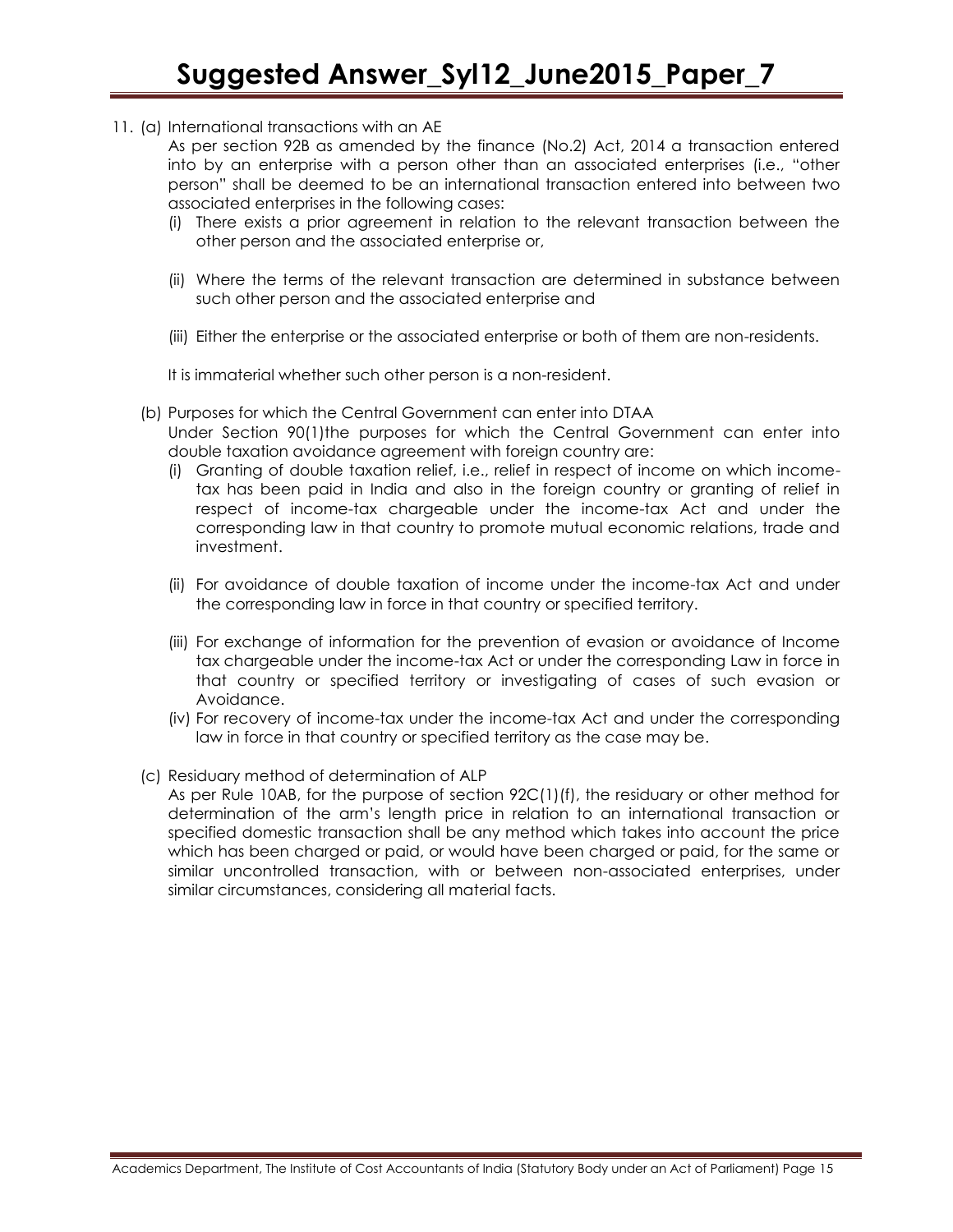11. (a) International transactions with an AE

As per section 92B as amended by the finance (No.2) Act, 2014 a transaction entered into by an enterprise with a person other than an associated enterprises (i.e., "other person" shall be deemed to be an international transaction entered into between two associated enterprises in the following cases:

(i) There exists a prior agreement in relation to the relevant transaction between the other person and the associated enterprise or,

(ii) Where the terms of the relevant transaction are determined in substance between such other person and the associated enterprise and

(iii) Either the enterprise or the associated enterprise or both of them are non-residents.

It is immaterial whether such other person is a non-resident.

(b) Purposes for which the Central Government can enter into DTAA

Under Section 90(1)the purposes for which the Central Government can enter into double taxation avoidance agreement with foreign country are:

(i) Granting of double taxation relief, i.e., relief in respect of income on which income-tax has been paid in India and also in the foreign country or granting of relief in respect of income-tax chargeable under the income-tax Act and under the corresponding law in that country to promote mutual economic relations, trade and investment.

(ii) For avoidance of double taxation of income under the income-tax Act and under the corresponding law in force in that country or specified territory.

(iii) For exchange of information for the prevention of evasion or avoidance of Income tax chargeable under the income-tax Act or under the corresponding Law in force in that country or specified territory or investigating of cases of such evasion or Avoidance.

(iv) For recovery of income-tax under the income-tax Act and under the corresponding law in force in that country or specified territory as the case may be.

(c) Residuary method of determination of ALP

As per Rule 10AB, for the purpose of section 92C(1)(f), the residuary or other method for determination of the arm's length price in relation to an international transaction or specified domestic transaction shall be any method which takes into account the price which has been charged or paid, or would have been charged or paid, for the same or similar uncontrolled transaction, with or between non-associated enterprises, under similar circumstances, considering all material facts.